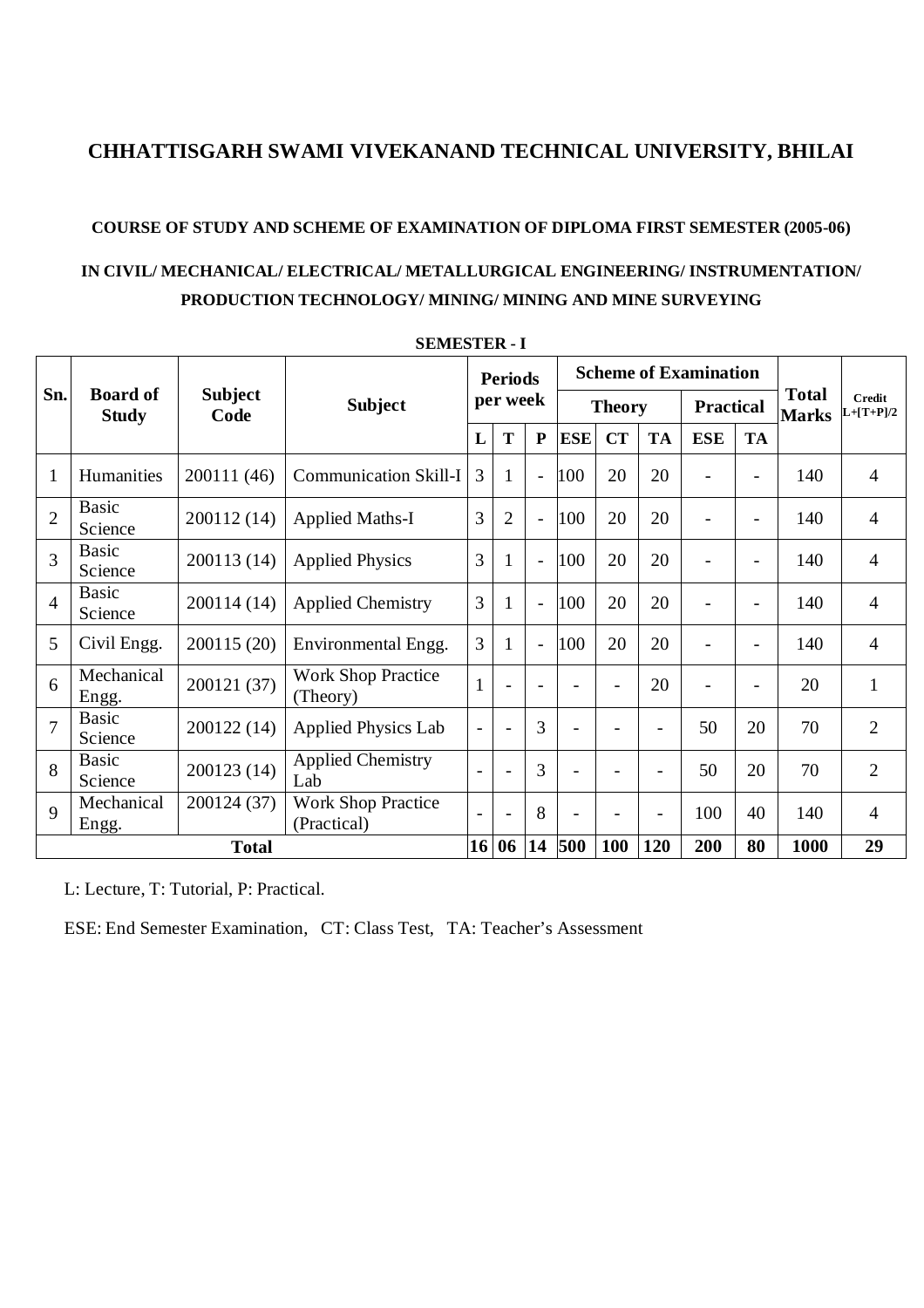# CHHATTISGARH SWAMI VIVEKANAND TECHNICAL UNIVERSITY, BHILAI

### COURSE OF STUDY AND SCHEME OF EXAMINATION OF DIPLOMA FIRST SEMESTER (2005-06)

### IN CIVIL/ MECHANICAL/ ELECTRICAL/ METALLURGICAL ENGINEERING/ INSTRUMENTATION/ PRODUCTION TECHNOLOGY/ MINING/ MINING AND MINE SURVEYING

**SEMESTER - I**

| Sn. | Board of Study | Subject Code | Subject | Periods per week | | | Scheme of Examination | | | | | Total Marks | Credit L+[T+P]/2 |
|---|---|---|---|---|---|---|---|---|---|---|---|---|---|
| | | | | | | | Theory | | | Practical | | | |
| | | | | L | T | P | ESE | CT | TA | ESE | TA | | |
| 1 | Humanities | 200111 (46) | Communication Skill-I | 3 | 1 | - | 100 | 20 | 20 | - | - | 140 | 4 |
| 2 | Basic Science | 200112 (14) | Applied Maths-I | 3 | 2 | - | 100 | 20 | 20 | - | - | 140 | 4 |
| 3 | Basic Science | 200113 (14) | Applied Physics | 3 | 1 | - | 100 | 20 | 20 | - | - | 140 | 4 |
| 4 | Basic Science | 200114 (14) | Applied Chemistry | 3 | 1 | - | 100 | 20 | 20 | - | - | 140 | 4 |
| 5 | Civil Engg. | 200115 (20) | Environmental Engg. | 3 | 1 | - | 100 | 20 | 20 | - | - | 140 | 4 |
| 6 | Mechanical Engg. | 200121 (37) | Work Shop Practice (Theory) | 1 | - | - | - | - | 20 | - | - | 20 | 1 |
| 7 | Basic Science | 200122 (14) | Applied Physics Lab | - | - | 3 | - | - | - | 50 | 20 | 70 | 2 |
| 8 | Basic Science | 200123 (14) | Applied Chemistry Lab | - | - | 3 | - | - | - | 50 | 20 | 70 | 2 |
| 9 | Mechanical Engg. | 200124 (37) | Work Shop Practice (Practical) | - | - | 8 | - | - | - | 100 | 40 | 140 | 4 |
| | | | **Total** | **16** | **06** | **14** | **500** | **100** | **120** | **200** | **80** | **1000** | **29** |

L: Lecture, T: Tutorial, P: Practical.

ESE: End Semester Examination, CT: Class Test, TA: Teacher's Assessment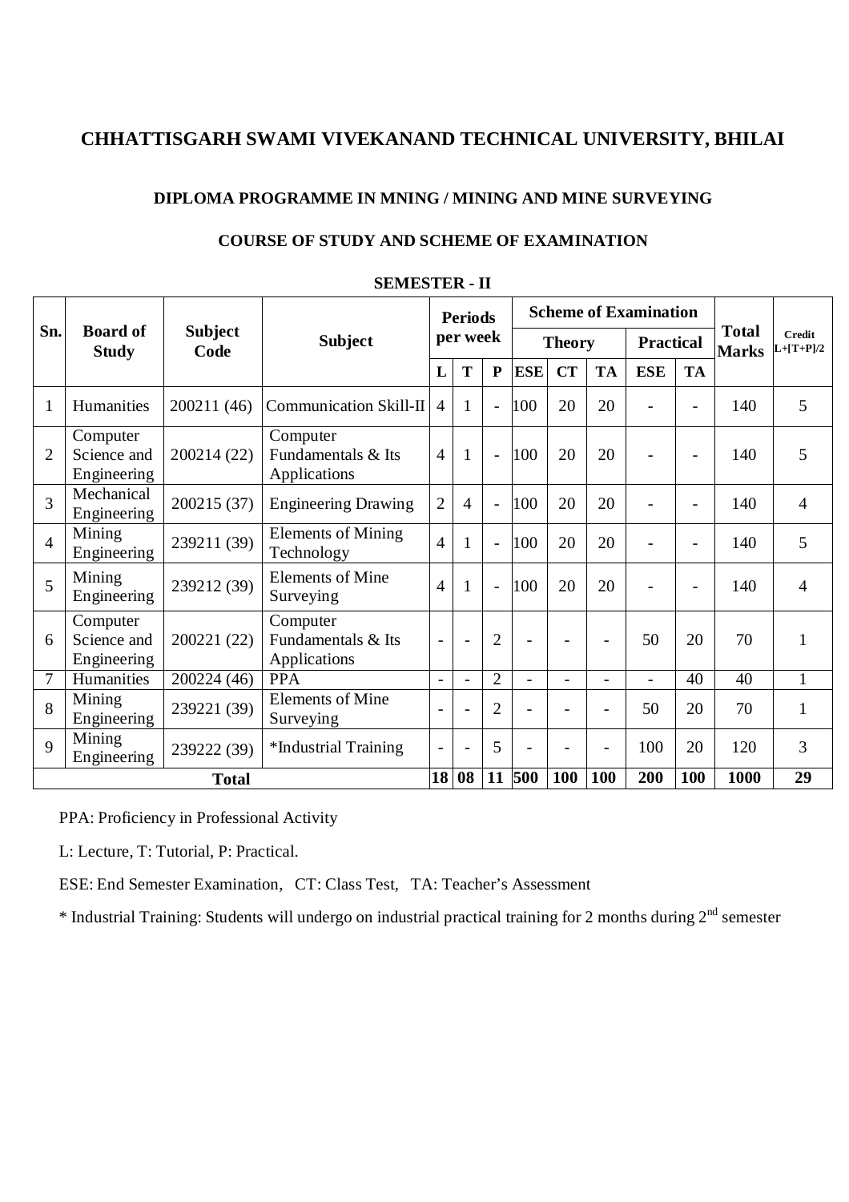# CHHATTISGARH SWAMI VIVEKANAND TECHNICAL UNIVERSITY, BHILAI

## DIPLOMA PROGRAMME IN MNING / MINING AND MINE SURVEYING

## COURSE OF STUDY AND SCHEME OF EXAMINATION

### SEMESTER - II

| Sn. | Board of Study | Subject Code | Subject | Periods per week | | | Scheme of Examination | | | | | Total Marks | Credit L+[T+P]/2 |
|---|---|---|---|---|---|---|---|---|---|---|---|---|---|
| | | | | | | | Theory | | | Practical | | | |
| | | | | L | T | P | ESE | CT | TA | ESE | TA | | |
| 1 | Humanities | 200211 (46) | Communication Skill-II | 4 | 1 | - | 100 | 20 | 20 | - | - | 140 | 5 |
| 2 | Computer Science and Engineering | 200214 (22) | Computer Fundamentals & Its Applications | 4 | 1 | - | 100 | 20 | 20 | - | - | 140 | 5 |
| 3 | Mechanical Engineering | 200215 (37) | Engineering Drawing | 2 | 4 | - | 100 | 20 | 20 | - | - | 140 | 4 |
| 4 | Mining Engineering | 239211 (39) | Elements of Mining Technology | 4 | 1 | - | 100 | 20 | 20 | - | - | 140 | 5 |
| 5 | Mining Engineering | 239212 (39) | Elements of Mine Surveying | 4 | 1 | - | 100 | 20 | 20 | - | - | 140 | 4 |
| 6 | Computer Science and Engineering | 200221 (22) | Computer Fundamentals & Its Applications | - | - | 2 | - | - | - | 50 | 20 | 70 | 1 |
| 7 | Humanities | 200224 (46) | PPA | - | - | 2 | - | - | - | - | 40 | 40 | 1 |
| 8 | Mining Engineering | 239221 (39) | Elements of Mine Surveying | - | - | 2 | - | - | - | 50 | 20 | 70 | 1 |
| 9 | Mining Engineering | 239222 (39) | *Industrial Training | - | - | 5 | - | - | - | 100 | 20 | 120 | 3 |
| **Total** | | | | **18** | **08** | **11** | **500** | **100** | **100** | **200** | **100** | **1000** | **29** |

PPA: Proficiency in Professional Activity

L: Lecture, T: Tutorial, P: Practical.

ESE: End Semester Examination, CT: Class Test, TA: Teacher's Assessment

* Industrial Training: Students will undergo on industrial practical training for 2 months during 2nd semester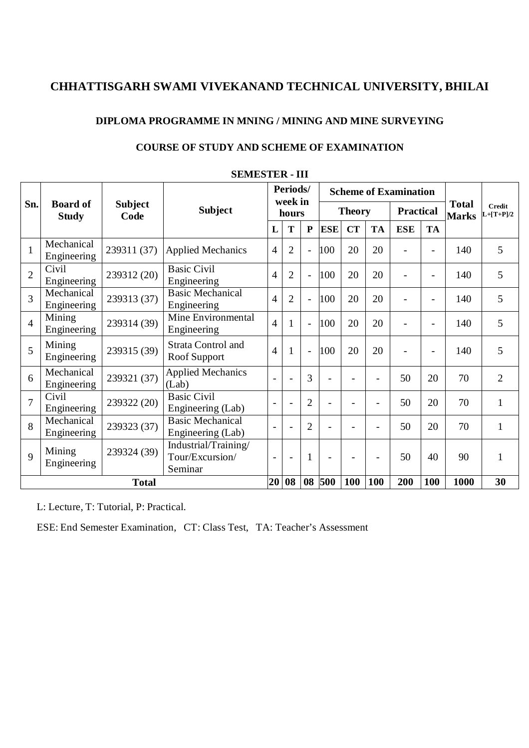# CHHATTISGARH SWAMI VIVEKANAND TECHNICAL UNIVERSITY, BHILAI

## DIPLOMA PROGRAMME IN MNING / MINING AND MINE SURVEYING

### COURSE OF STUDY AND SCHEME OF EXAMINATION

### SEMESTER - III

| Sn. | Board of Study | Subject Code | Subject | Periods/ week in hours | | | Scheme of Examination | | | | | Total Marks | Credit L+[T+P]/2 |
|---|---|---|---|---|---|---|---|---|---|---|---|---|---|
| | | | | | | | Theory | | | Practical | | | |
| | | | | L | T | P | ESE | CT | TA | ESE | TA | | |
| 1 | Mechanical Engineering | 239311 (37) | Applied Mechanics | 4 | 2 | - | 100 | 20 | 20 | - | - | 140 | 5 |
| 2 | Civil Engineering | 239312 (20) | Basic Civil Engineering | 4 | 2 | - | 100 | 20 | 20 | - | - | 140 | 5 |
| 3 | Mechanical Engineering | 239313 (37) | Basic Mechanical Engineering | 4 | 2 | - | 100 | 20 | 20 | - | - | 140 | 5 |
| 4 | Mining Engineering | 239314 (39) | Mine Environmental Engineering | 4 | 1 | - | 100 | 20 | 20 | - | - | 140 | 5 |
| 5 | Mining Engineering | 239315 (39) | Strata Control and Roof Support | 4 | 1 | - | 100 | 20 | 20 | - | - | 140 | 5 |
| 6 | Mechanical Engineering | 239321 (37) | Applied Mechanics (Lab) | - | - | 3 | - | - | - | 50 | 20 | 70 | 2 |
| 7 | Civil Engineering | 239322 (20) | Basic Civil Engineering (Lab) | - | - | 2 | - | - | - | 50 | 20 | 70 | 1 |
| 8 | Mechanical Engineering | 239323 (37) | Basic Mechanical Engineering (Lab) | - | - | 2 | - | - | - | 50 | 20 | 70 | 1 |
| 9 | Mining Engineering | 239324 (39) | Industrial/Training/ Tour/Excursion/ Seminar | - | - | 1 | - | - | - | 50 | 40 | 90 | 1 |
| **Total** | | | | **20** | **08** | **08** | **500** | **100** | **100** | **200** | **100** | **1000** | **30** |

L: Lecture, T: Tutorial, P: Practical.

ESE: End Semester Examination, CT: Class Test, TA: Teacher's Assessment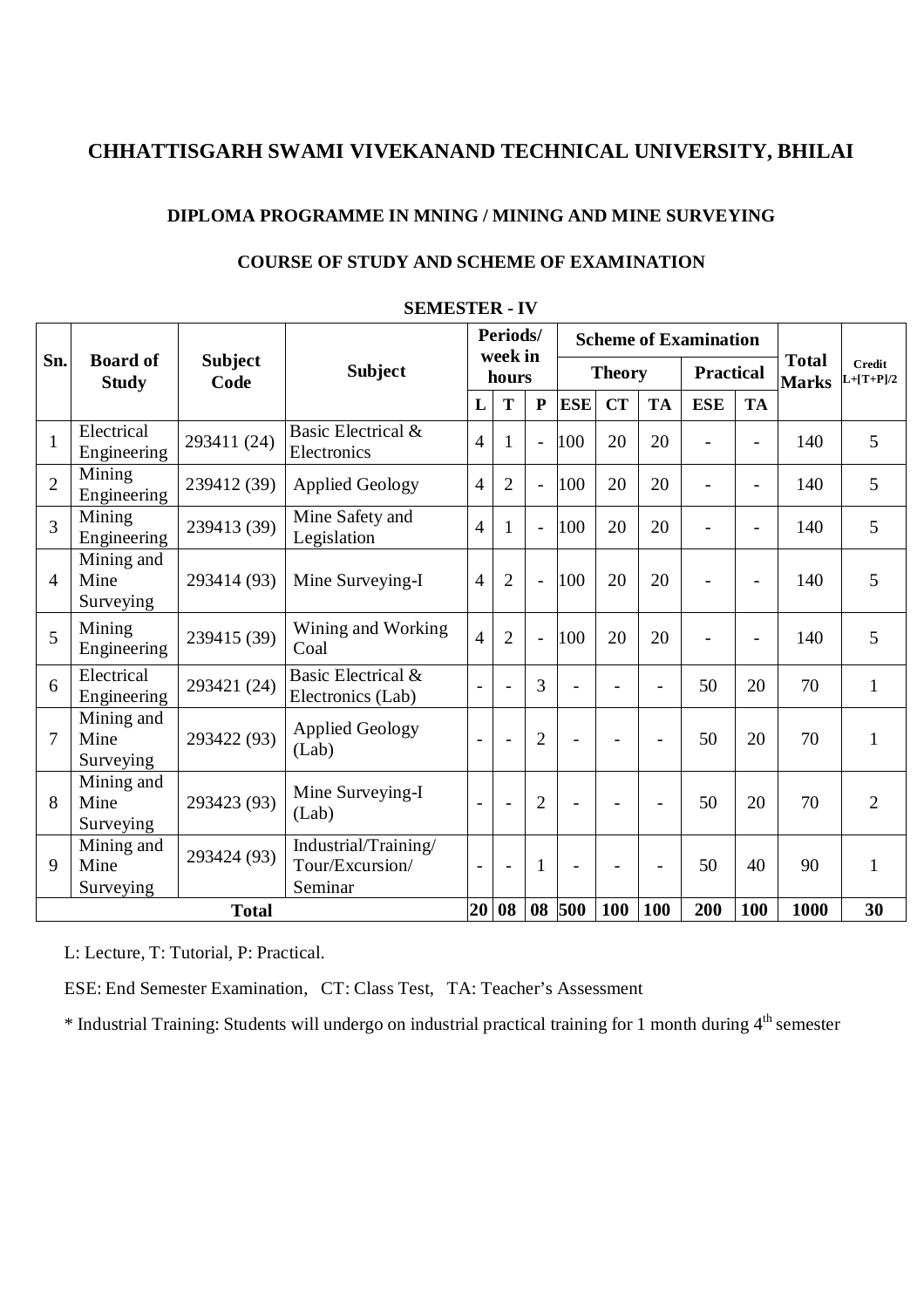# CHHATTISGARH SWAMI VIVEKANAND TECHNICAL UNIVERSITY, BHILAI

## DIPLOMA PROGRAMME IN MNING / MINING AND MINE SURVEYING

### COURSE OF STUDY AND SCHEME OF EXAMINATION

### SEMESTER - IV

| Sn. | Board of Study | Subject Code | Subject | Periods/ week in hours | | | Scheme of Examination | | | | | Total Marks | Credit L+[T+P]/2 |
|---|---|---|---|---|---|---|---|---|---|---|---|---|---|
| | | | | | | | Theory | | | Practical | | | |
| | | | | L | T | P | ESE | CT | TA | ESE | TA | | |
| 1 | Electrical Engineering | 293411 (24) | Basic Electrical & Electronics | 4 | 1 | - | 100 | 20 | 20 | - | - | 140 | 5 |
| 2 | Mining Engineering | 239412 (39) | Applied Geology | 4 | 2 | - | 100 | 20 | 20 | - | - | 140 | 5 |
| 3 | Mining Engineering | 239413 (39) | Mine Safety and Legislation | 4 | 1 | - | 100 | 20 | 20 | - | - | 140 | 5 |
| 4 | Mining and Mine Surveying | 293414 (93) | Mine Surveying-I | 4 | 2 | - | 100 | 20 | 20 | - | - | 140 | 5 |
| 5 | Mining Engineering | 239415 (39) | Wining and Working Coal | 4 | 2 | - | 100 | 20 | 20 | - | - | 140 | 5 |
| 6 | Electrical Engineering | 293421 (24) | Basic Electrical & Electronics (Lab) | - | - | 3 | - | - | - | 50 | 20 | 70 | 1 |
| 7 | Mining and Mine Surveying | 293422 (93) | Applied Geology (Lab) | - | - | 2 | - | - | - | 50 | 20 | 70 | 1 |
| 8 | Mining and Mine Surveying | 293423 (93) | Mine Surveying-I (Lab) | - | - | 2 | - | - | - | 50 | 20 | 70 | 2 |
| 9 | Mining and Mine Surveying | 293424 (93) | Industrial/Training/ Tour/Excursion/ Seminar | - | - | 1 | - | - | - | 50 | 40 | 90 | 1 |
| **Total** | | | | **20** | **08** | **08** | **500** | **100** | **100** | **200** | **100** | **1000** | **30** |

L: Lecture, T: Tutorial, P: Practical.

ESE: End Semester Examination, CT: Class Test, TA: Teacher's Assessment

* Industrial Training: Students will undergo on industrial practical training for 1 month during 4th semester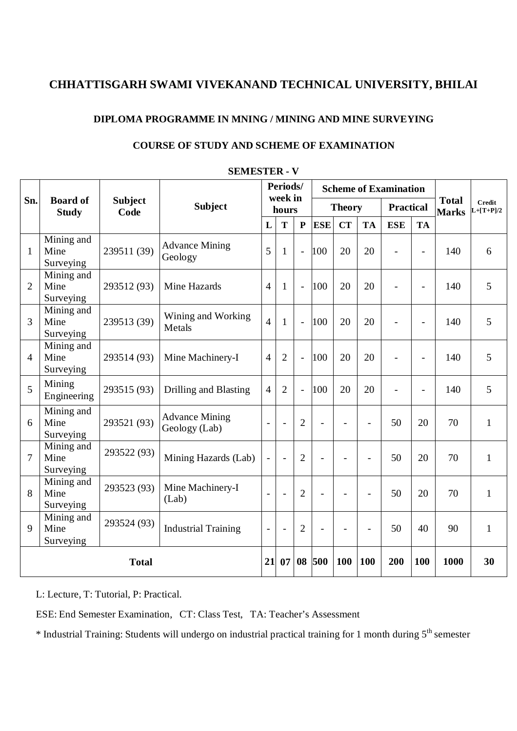# CHHATTISGARH SWAMI VIVEKANAND TECHNICAL UNIVERSITY, BHILAI

## DIPLOMA PROGRAMME IN MNING / MINING AND MINE SURVEYING

### COURSE OF STUDY AND SCHEME OF EXAMINATION

### SEMESTER - V

| Sn. | Board of Study | Subject Code | Subject | Periods/ week in hours | | | Scheme of Examination | | | | | Total Marks | Credit L+[T+P]/2 |
|---|---|---|---|---|---|---|---|---|---|---|---|---|---|
| | | | | | | | Theory | | | Practical | | | |
| | | | | L | T | P | ESE | CT | TA | ESE | TA | | |
| 1 | Mining and Mine Surveying | 239511 (39) | Advance Mining Geology | 5 | 1 | - | 100 | 20 | 20 | - | - | 140 | 6 |
| 2 | Mining and Mine Surveying | 293512 (93) | Mine Hazards | 4 | 1 | - | 100 | 20 | 20 | - | - | 140 | 5 |
| 3 | Mining and Mine Surveying | 239513 (39) | Wining and Working Metals | 4 | 1 | - | 100 | 20 | 20 | - | - | 140 | 5 |
| 4 | Mining and Mine Surveying | 293514 (93) | Mine Machinery-I | 4 | 2 | - | 100 | 20 | 20 | - | - | 140 | 5 |
| 5 | Mining Engineering | 293515 (93) | Drilling and Blasting | 4 | 2 | - | 100 | 20 | 20 | - | - | 140 | 5 |
| 6 | Mining and Mine Surveying | 293521 (93) | Advance Mining Geology (Lab) | - | - | 2 | - | - | - | 50 | 20 | 70 | 1 |
| 7 | Mining and Mine Surveying | 293522 (93) | Mining Hazards (Lab) | - | - | 2 | - | - | - | 50 | 20 | 70 | 1 |
| 8 | Mining and Mine Surveying | 293523 (93) | Mine Machinery-I (Lab) | - | - | 2 | - | - | - | 50 | 20 | 70 | 1 |
| 9 | Mining and Mine Surveying | 293524 (93) | Industrial Training | - | - | 2 | - | - | - | 50 | 40 | 90 | 1 |
| **Total** | | | | **21** | **07** | **08** | **500** | **100** | **100** | **200** | **100** | **1000** | **30** |

L: Lecture, T: Tutorial, P: Practical.

ESE: End Semester Examination, CT: Class Test, TA: Teacher's Assessment

* Industrial Training: Students will undergo on industrial practical training for 1 month during 5th semester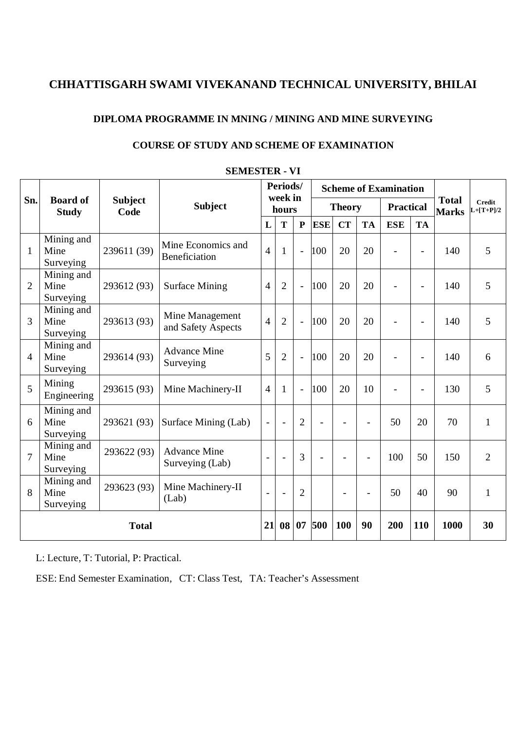# CHHATTISGARH SWAMI VIVEKANAND TECHNICAL UNIVERSITY, BHILAI

## DIPLOMA PROGRAMME IN MNING / MINING AND MINE SURVEYING

### COURSE OF STUDY AND SCHEME OF EXAMINATION

### SEMESTER - VI

| Sn. | Board of Study | Subject Code | Subject | Periods/ week in hours | | | Scheme of Examination | | | | | Total Marks | Credit L+[T+P]/2 |
|---|---|---|---|---|---|---|---|---|---|---|---|---|---|
| | | | | | | | Theory | | | Practical | | | |
| | | | | L | T | P | ESE | CT | TA | ESE | TA | | |
| 1 | Mining and Mine Surveying | 239611 (39) | Mine Economics and Beneficiation | 4 | 1 | - | 100 | 20 | 20 | - | - | 140 | 5 |
| 2 | Mining and Mine Surveying | 293612 (93) | Surface Mining | 4 | 2 | - | 100 | 20 | 20 | - | - | 140 | 5 |
| 3 | Mining and Mine Surveying | 293613 (93) | Mine Management and Safety Aspects | 4 | 2 | - | 100 | 20 | 20 | - | - | 140 | 5 |
| 4 | Mining and Mine Surveying | 293614 (93) | Advance Mine Surveying | 5 | 2 | - | 100 | 20 | 20 | - | - | 140 | 6 |
| 5 | Mining Engineering | 293615 (93) | Mine Machinery-II | 4 | 1 | - | 100 | 20 | 10 | - | - | 130 | 5 |
| 6 | Mining and Mine Surveying | 293621 (93) | Surface Mining (Lab) | - | - | 2 | - | - | - | 50 | 20 | 70 | 1 |
| 7 | Mining and Mine Surveying | 293622 (93) | Advance Mine Surveying (Lab) | - | - | 3 | - | - | - | 100 | 50 | 150 | 2 |
| 8 | Mining and Mine Surveying | 293623 (93) | Mine Machinery-II (Lab) | - | - | 2 | | - | - | 50 | 40 | 90 | 1 |
| **Total** | | | | **21** | **08** | **07** | **500** | **100** | **90** | **200** | **110** | **1000** | **30** |

L: Lecture, T: Tutorial, P: Practical.

ESE: End Semester Examination, CT: Class Test, TA: Teacher's Assessment